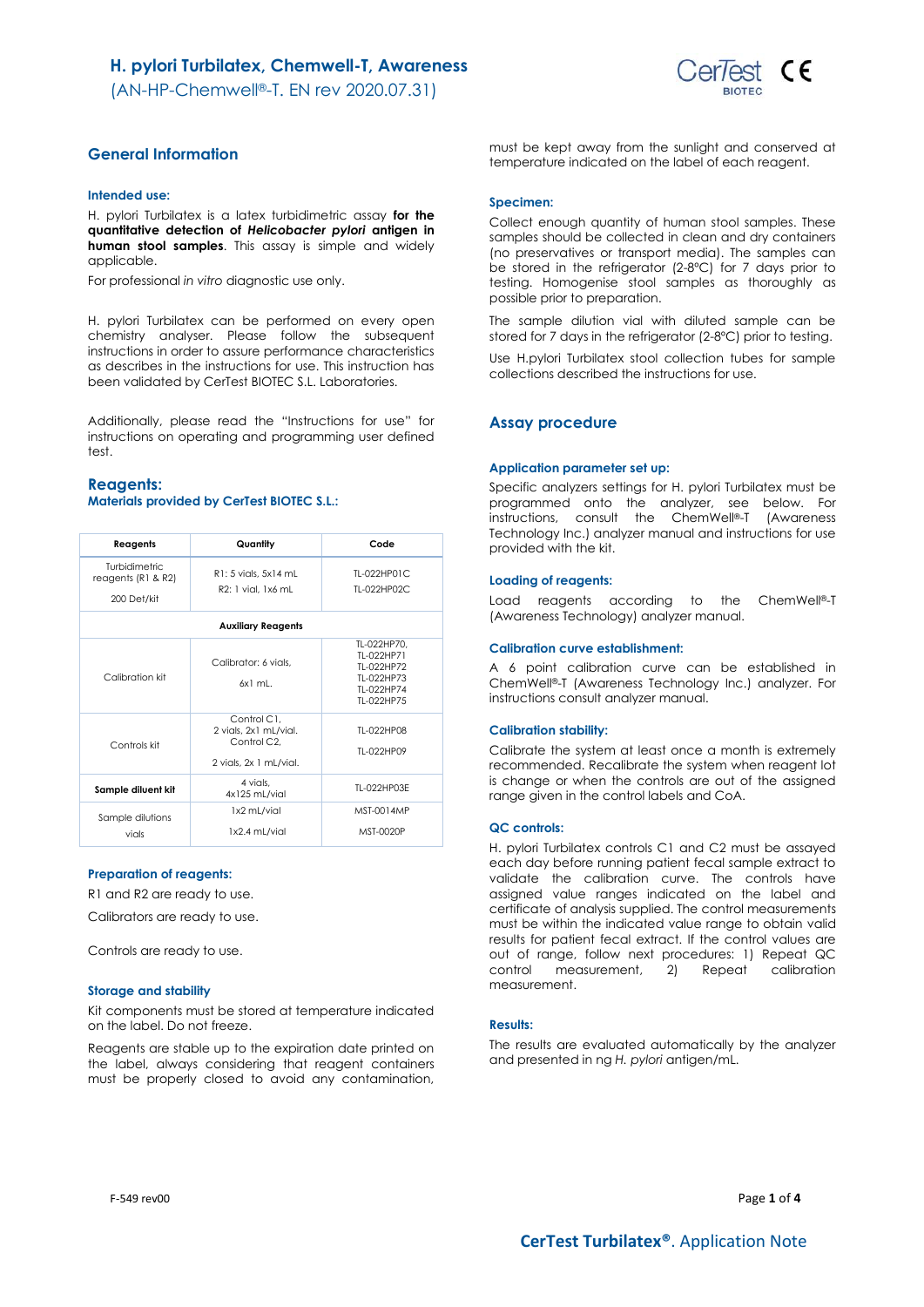# H. pylori Turbilatex, Chemwell-T, Awareness

(AN-HP-Chemwell®-T. EN rev 2020.07.31)

## General Information

### Intended use:

H. pylori Turbilatex is a latex turbidimetric assay **for the quantitative detection of *Helicobacter pylori* antigen in human stool samples**. This assay is simple and widely applicable.

For professional *in vitro* diagnostic use only.

H. pylori Turbilatex can be performed on every open chemistry analyser. Please follow the subsequent instructions in order to assure performance characteristics as describes in the instructions for use. This instruction has been validated by CerTest BIOTEC S.L. Laboratories.

Additionally, please read the "Instructions for use" for instructions on operating and programming user defined test.

## Reagents:

### Materials provided by CerTest BIOTEC S.L.:

| Reagents | Quantity | Code |
|---|---|---|
| Turbidimetric reagents (R1 & R2)<br>200 Det/kit | R1: 5 vials, 5x14 mL<br>R2: 1 vial, 1x6 mL | TL-022HP01C<br>TL-022HP02C |
| **Auxiliary Reagents** | | |
| Calibration kit | Calibrator: 6 vials,<br>6x1 mL. | TL-022HP70,<br>TL-022HP71<br>TL-022HP72<br>TL-022HP73<br>TL-022HP74<br>TL-022HP75 |
| Controls kit | Control C1,<br>2 vials, 2x1 mL/vial.<br>Control C2,<br>2 vials, 2x 1 mL/vial. | TL-022HP08<br>TL-022HP09 |
| **Sample diluent kit** | 4 vials,<br>4x125 mL/vial | TL-022HP03E |
| Sample dilutions vials | 1x2 mL/vial<br>1x2.4 mL/vial | MST-0014MP<br>MST-0020P |

### Preparation of reagents:

R1 and R2 are ready to use.

Calibrators are ready to use.

Controls are ready to use.

### Storage and stability

Kit components must be stored at temperature indicated on the label. Do not freeze.

Reagents are stable up to the expiration date printed on the label, always considering that reagent containers must be properly closed to avoid any contamination, must be kept away from the sunlight and conserved at temperature indicated on the label of each reagent.

### Specimen:

Collect enough quantity of human stool samples. These samples should be collected in clean and dry containers (no preservatives or transport media). The samples can be stored in the refrigerator (2-8ºC) for 7 days prior to testing. Homogenise stool samples as thoroughly as possible prior to preparation.

The sample dilution vial with diluted sample can be stored for 7 days in the refrigerator (2-8ºC) prior to testing.

Use H.pylori Turbilatex stool collection tubes for sample collections described the instructions for use.

## Assay procedure

### Application parameter set up:

Specific analyzers settings for H. pylori Turbilatex must be programmed onto the analyzer, see below. For instructions, consult the ChemWell®-T (Awareness Technology Inc.) analyzer manual and instructions for use provided with the kit.

### Loading of reagents:

Load reagents according to the ChemWell®-T (Awareness Technology) analyzer manual.

### Calibration curve establishment:

A 6 point calibration curve can be established in ChemWell®-T (Awareness Technology Inc.) analyzer. For instructions consult analyzer manual.

### Calibration stability:

Calibrate the system at least once a month is extremely recommended. Recalibrate the system when reagent lot is change or when the controls are out of the assigned range given in the control labels and CoA.

### QC controls:

H. pylori Turbilatex controls C1 and C2 must be assayed each day before running patient fecal sample extract to validate the calibration curve. The controls have assigned value ranges indicated on the label and certificate of analysis supplied. The control measurements must be within the indicated value range to obtain valid results for patient fecal extract. If the control values are out of range, follow next procedures: 1) Repeat QC control measurement, 2) Repeat calibration measurement.

### Results:

The results are evaluated automatically by the analyzer and presented in ng *H. pylori* antigen/mL.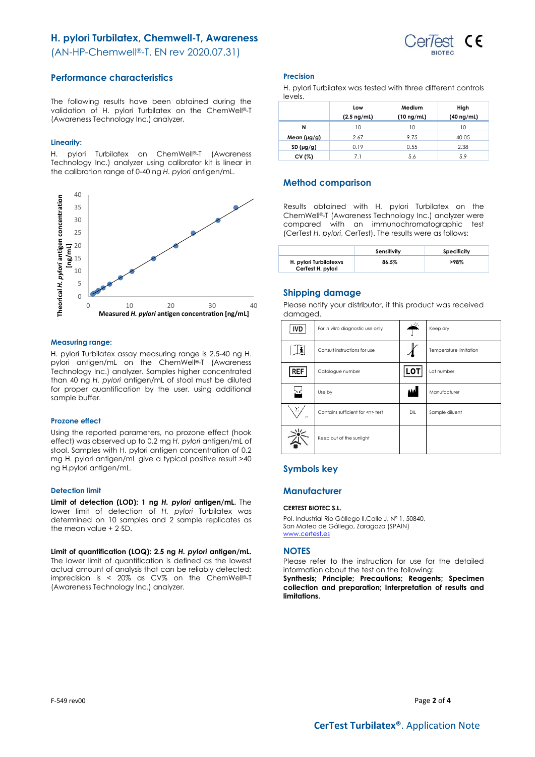# H. pylori Turbilatex, Chemwell-T, Awareness

(AN-HP-Chemwell®-T. EN rev 2020.07.31)

## Performance characteristics

The following results have been obtained during the validation of H. pylori Turbilatex on the ChemWell®-T (Awareness Technology Inc.) analyzer.

### Linearity:

H. pylori Turbilatex on ChemWell®-T (Awareness Technology Inc.) analyzer using calibrator kit is linear in the calibration range of 0-40 ng *H. pylori* antigen/mL.

### Measuring range:

H. pylori Turbilatex assay measuring range is 2.5-40 ng H. pylori antigen/mL on the ChemWell®-T (Awareness Technology Inc.) analyzer. Samples higher concentrated than 40 ng *H. pylori* antigen/mL of stool must be diluted for proper quantification by the user, using additional sample buffer.

### Prozone effect

Using the reported parameters, no prozone effect (hook effect) was observed up to 0.2 mg *H. pylori* antigen/mL of stool. Samples with H. pylori antigen concentration of 0.2 mg H. pylori antigen/mL give a typical positive result >40 ng H.pylori antigen/mL.

### Detection limit

**Limit of detection (LOD): 1 ng *H. pylori* antigen/mL.** The lower limit of detection of *H. pylori* Turbilatex was determined on 10 samples and 2 sample replicates as the mean value + 2 SD.

**Limit of quantification (LOQ): 2.5 ng *H. pylori* antigen/mL.** The lower limit of quantification is defined as the lowest actual amount of analysis that can be reliably detected; imprecision is < 20% as CV% on the ChemWell®-T (Awareness Technology Inc.) analyzer.

### Precision

H. pylori Turbilatex was tested with three different controls levels.

| | Low (2.5 ng/mL) | Medium (10 ng/mL) | High (40 ng/mL) |
|---|---|---|---|
| N | 10 | 10 | 10 |
| Mean (µg/g) | 2.67 | 9.75 | 40.05 |
| SD (µg/g) | 0.19 | 0.55 | 2.38 |
| CV (%) | 7.1 | 5.6 | 5.9 |

## Method comparison

Results obtained with H. pylori Turbilatex on the ChemWell®-T (Awareness Technology Inc.) analyzer were compared with an immunochromatographic test (CerTest *H. pylori*, CerTest). The results were as follows:

| | Sensitivity | Specificity |
|---|---|---|
| H. pylori Turbilatexvs CerTest H. pylori | 86.5% | >98% |

## Shipping damage

Please notify your distributor, it this product was received damaged.

| Symbol | Meaning | Symbol | Meaning |
|---|---|---|---|
| IVD | For *in vitro* diagnostic use only | | Keep dry |
| | Consult instructions for use | | Temperature limitation |
| REF | Catalogue number | LOT | Lot number |
| | Use by | | Manufacturer |
| | Contains sufficient for <n> test | DIL | Sample diluent |
| | Keep out of the sunlight | | |

## Symbols key

## Manufacturer

**CERTEST BIOTEC S.L.**

Pol. Industrial Río Gállego II,Calle J, Nº 1, 50840, San Mateo de Gállego, Zaragoza (SPAIN)
www.certest.es

## NOTES

Please refer to the instruction for use for the detailed information about the test on the following:
**Synthesis; Principle; Precautions; Reagents; Specimen collection and preparation; Interpretation of results and limitations.**

F-549 rev00

CerTest Turbilatex®. Application Note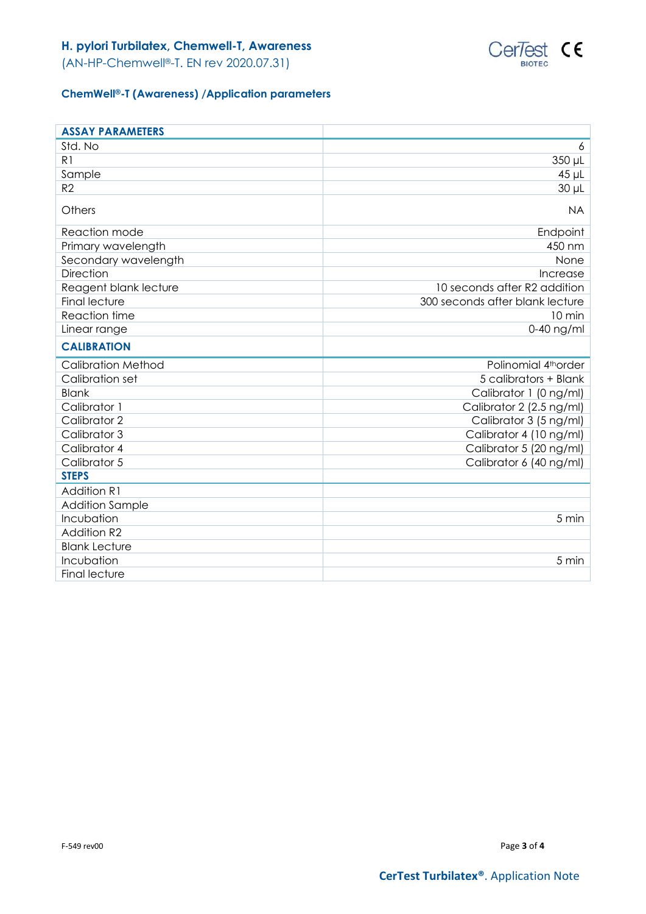## ChemWell®-T (Awareness) /Application parameters

| ASSAY PARAMETERS | |
|---|---|
| Std. No | 6 |
| R1 | 350 µL |
| Sample | 45 µL |
| R2 | 30 µL |
| Others | NA |
| Reaction mode | Endpoint |
| Primary wavelength | 450 nm |
| Secondary wavelength | None |
| Direction | Increase |
| Reagent blank lecture | 10 seconds after R2 addition |
| Final lecture | 300 seconds after blank lecture |
| Reaction time | 10 min |
| Linear range | 0-40 ng/ml |
| **CALIBRATION** | |
| Calibration Method | Polinomial 4th order |
| Calibration set | 5 calibrators + Blank |
| Blank | Calibrator 1 (0 ng/ml) |
| Calibrator 1 | Calibrator 2 (2.5 ng/ml) |
| Calibrator 2 | Calibrator 3 (5 ng/ml) |
| Calibrator 3 | Calibrator 4 (10 ng/ml) |
| Calibrator 4 | Calibrator 5 (20 ng/ml) |
| Calibrator 5 | Calibrator 6 (40 ng/ml) |
| **STEPS** | |
| Addition R1 | |
| Addition Sample | |
| Incubation | 5 min |
| Addition R2 | |
| Blank Lecture | |
| Incubation | 5 min |
| Final lecture | |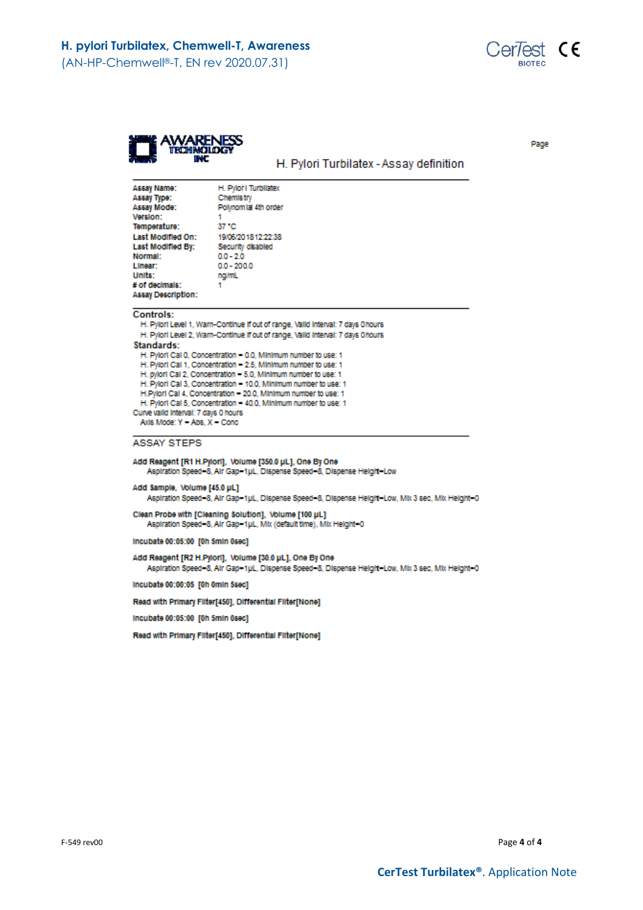AWARENESS TECHNOLOGY INC

Page

## H. Pylori Turbilatex - Assay definition

| | |
|---|---|
| **Assay Name:** | H. Pylori Turbilatex |
| **Assay Type:** | Chemistry |
| **Assay Mode:** | Polynomial 4th order |
| **Version:** | 1 |
| **Temperature:** | 37 °C |
| **Last Modified On:** | 19/06/2018 12:22:38 |
| **Last Modified By:** | Security disabled |
| **Normal:** | 0.0 - 2.0 |
| **Linear:** | 0.0 - 200.0 |
| **Units:** | ng/mL |
| **# of decimals:** | 1 |
| **Assay Description:** | |

### Controls:

H. Pylori Level 1, Warn-Continue if out of range, Valid Interval: 7 days 0 hours
H. Pylori Level 2, Warn-Continue if out of range, Valid Interval: 7 days 0 hours

### Standards:

H. Pylori Cal 0, Concentration = 0.0, Minimum number to use: 1
H. Pylori Cal 1, Concentration = 2.5, Minimum number to use: 1
H. pylori Cal 2, Concentration = 5.0, Minimum number to use: 1
H. Pylori Cal 3, Concentration = 10.0, Minimum number to use: 1
H.Pylori Cal 4, Concentration = 20.0, Minimum number to use: 1
H. Pylori Cal 5, Concentration = 40.0, Minimum number to use: 1
Curve valid interval: 7 days 0 hours
Axis Mode: Y = Abs, X = Conc

### ASSAY STEPS

**Add Reagent [R1 H.Pylori], Volume [350.0 µL], One By One**
Aspiration Speed=8, Air Gap=1µL, Dispense Speed=8, Dispense Height=Low

**Add Sample, Volume [45.0 µL]**
Aspiration Speed=8, Air Gap=1µL, Dispense Speed=8, Dispense Height=Low, Mix 3 sec, Mix Height=0

**Clean Probe with [Cleaning Solution], Volume [100 µL]**
Aspiration Speed=8, Air Gap=1µL, Mix (default time), Mix Height=0

**Incubate 00:05:00 [0h 5min 0sec]**

**Add Reagent [R2 H.Pylori], Volume [30.0 µL], One By One**
Aspiration Speed=8, Air Gap=1µL, Dispense Speed=8, Dispense Height=Low, Mix 3 sec, Mix Height=0

**Incubate 00:00:05 [0h 0min 5sec]**

**Read with Primary Filter[450], Differential Filter[None]**

**Incubate 00:05:00 [0h 5min 0sec]**

**Read with Primary Filter[450], Differential Filter[None]**